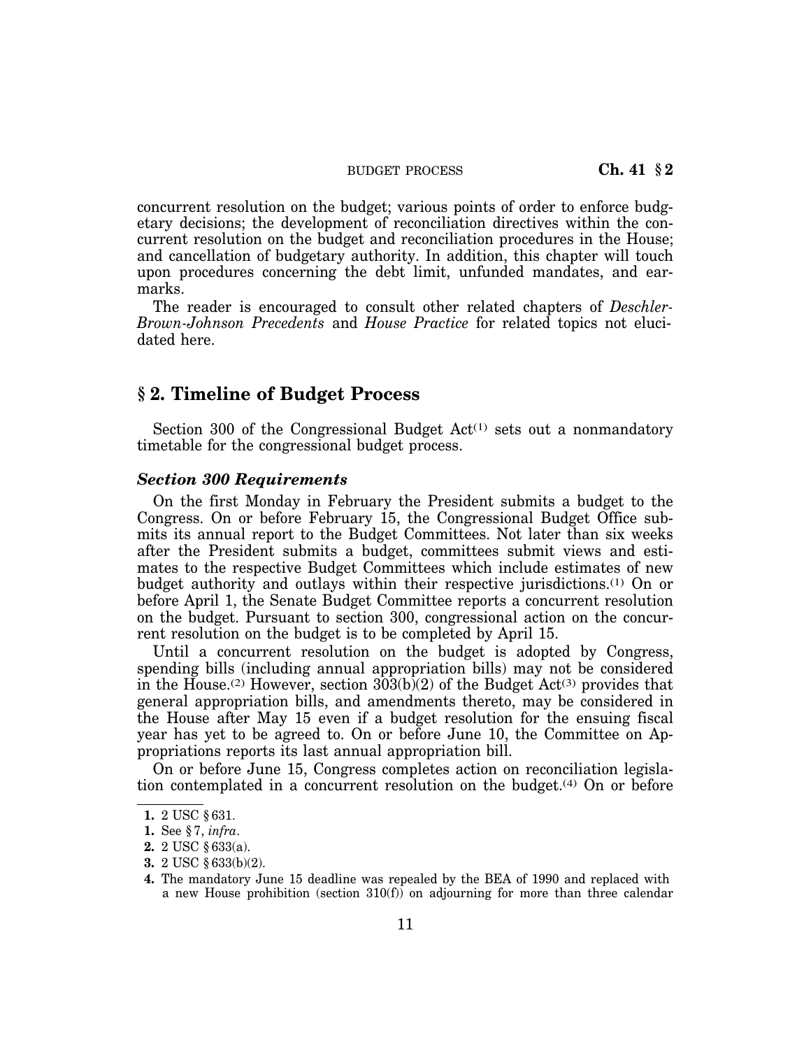concurrent resolution on the budget; various points of order to enforce budgetary decisions; the development of reconciliation directives within the concurrent resolution on the budget and reconciliation procedures in the House; and cancellation of budgetary authority. In addition, this chapter will touch upon procedures concerning the debt limit, unfunded mandates, and earmarks.

The reader is encouraged to consult other related chapters of *Deschler-Brown-Johnson Precedents* and *House Practice* for related topics not elucidated here.

## § 2. Timeline of Budget Process

Section 300 of the Congressional Budget Act[1] sets out a nonmandatory timetable for the congressional budget process.

### *Section 300 Requirements*

On the first Monday in February the President submits a budget to the Congress. On or before February 15, the Congressional Budget Office submits its annual report to the Budget Committees. Not later than six weeks after the President submits a budget, committees submit views and estimates to the respective Budget Committees which include estimates of new budget authority and outlays within their respective jurisdictions.[1] On or before April 1, the Senate Budget Committee reports a concurrent resolution on the budget. Pursuant to section 300, congressional action on the concurrent resolution on the budget is to be completed by April 15.

Until a concurrent resolution on the budget is adopted by Congress, spending bills (including annual appropriation bills) may not be considered in the House.[2] However, section 303(b)(2) of the Budget Act[3] provides that general appropriation bills, and amendments thereto, may be considered in the House after May 15 even if a budget resolution for the ensuing fiscal year has yet to be agreed to. On or before June 10, the Committee on Appropriations reports its last annual appropriation bill.

On or before June 15, Congress completes action on reconciliation legislation contemplated in a concurrent resolution on the budget.[4] On or before

---

**1.** 2 USC § 631.

**1.** See § 7, *infra*.

**2.** 2 USC § 633(a).

**3.** 2 USC § 633(b)(2).

**4.** The mandatory June 15 deadline was repealed by the BEA of 1990 and replaced with a new House prohibition (section 310(f)) on adjourning for more than three calendar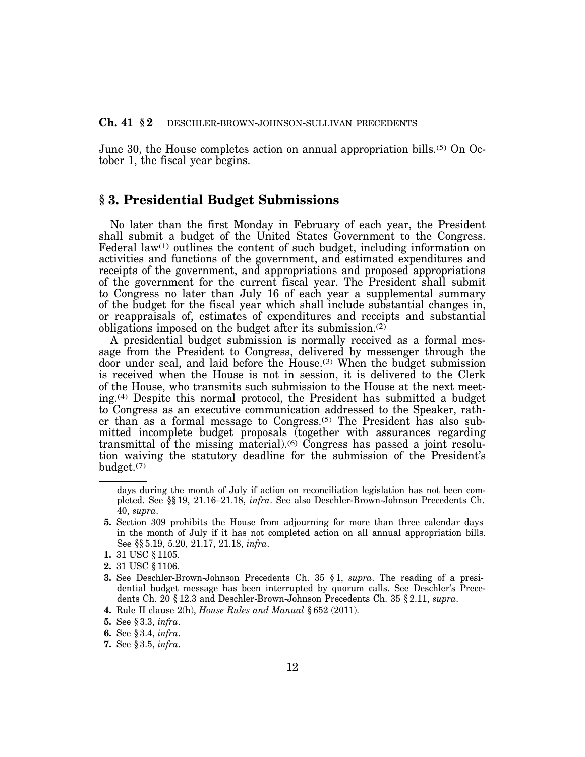June 30, the House completes action on annual appropriation bills.[5] On October 1, the fiscal year begins.

## § 3. Presidential Budget Submissions

No later than the first Monday in February of each year, the President shall submit a budget of the United States Government to the Congress. Federal law[1] outlines the content of such budget, including information on activities and functions of the government, and estimated expenditures and receipts of the government, and appropriations and proposed appropriations of the government for the current fiscal year. The President shall submit to Congress no later than July 16 of each year a supplemental summary of the budget for the fiscal year which shall include substantial changes in, or reappraisals of, estimates of expenditures and receipts and substantial obligations imposed on the budget after its submission.[2]

A presidential budget submission is normally received as a formal message from the President to Congress, delivered by messenger through the door under seal, and laid before the House.[3] When the budget submission is received when the House is not in session, it is delivered to the Clerk of the House, who transmits such submission to the House at the next meeting.[4] Despite this normal protocol, the President has submitted a budget to Congress as an executive communication addressed to the Speaker, rather than as a formal message to Congress.[5] The President has also submitted incomplete budget proposals (together with assurances regarding transmittal of the missing material).[6] Congress has passed a joint resolution waiving the statutory deadline for the submission of the President's budget.[7]

---

days during the month of July if action on reconciliation legislation has not been completed. See §§ 19, 21.16–21.18, *infra*. See also Deschler-Brown-Johnson Precedents Ch. 40, *supra*.

**5.** Section 309 prohibits the House from adjourning for more than three calendar days in the month of July if it has not completed action on all annual appropriation bills. See §§ 5.19, 5.20, 21.17, 21.18, *infra*.

**1.** 31 USC § 1105.

**2.** 31 USC § 1106.

**3.** See Deschler-Brown-Johnson Precedents Ch. 35 § 1, *supra*. The reading of a presidential budget message has been interrupted by quorum calls. See Deschler's Precedents Ch. 20 § 12.3 and Deschler-Brown-Johnson Precedents Ch. 35 § 2.11, *supra*.

**4.** Rule II clause 2(h), *House Rules and Manual* § 652 (2011).

**5.** See § 3.3, *infra*.

**6.** See § 3.4, *infra*.

**7.** See § 3.5, *infra*.